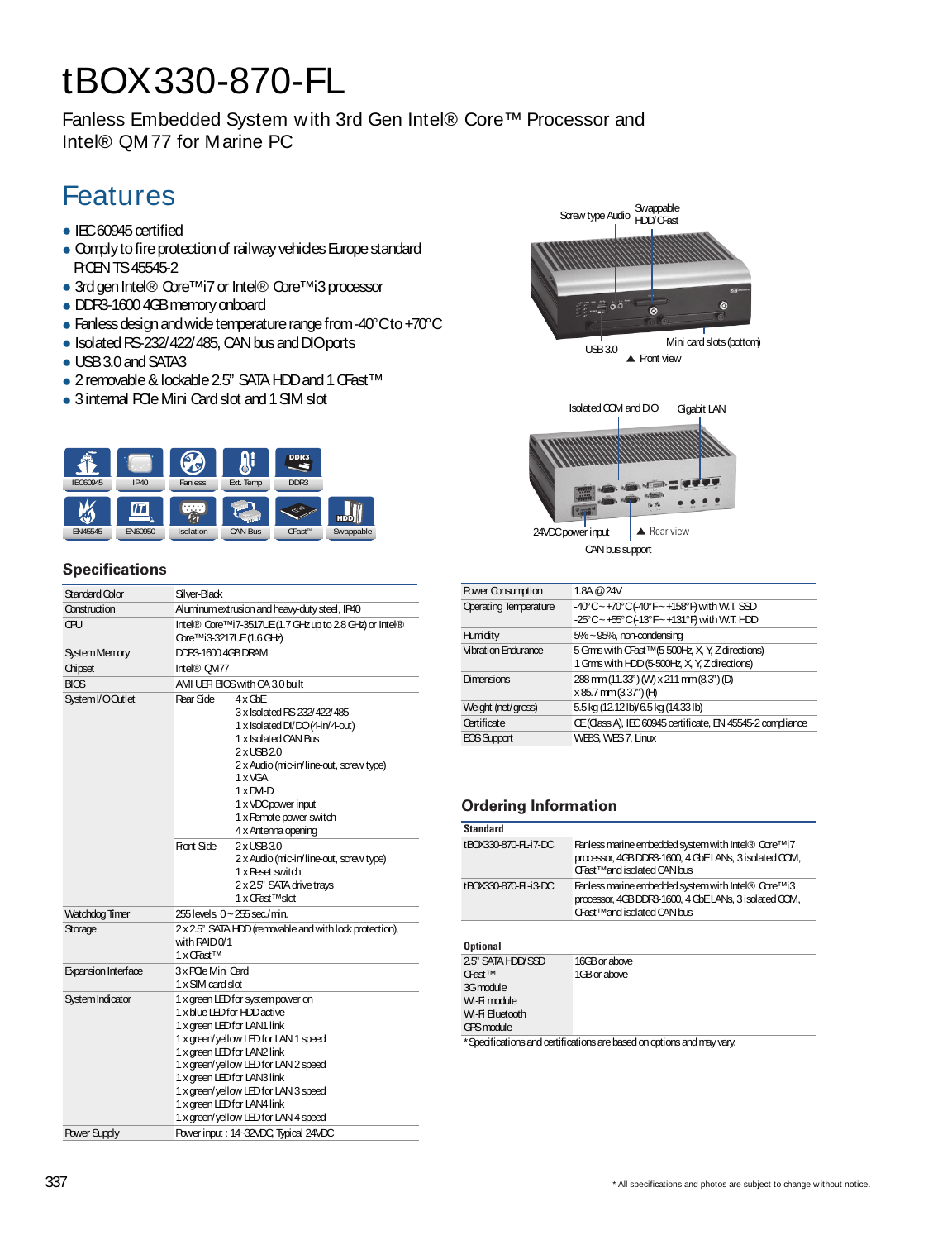# tBOX330-870-FL

Fanless Embedded System with 3rd Gen Intel® Core™ Processor and Intel® QM77 for Marine PC

## Features

- IEC60945 certified
- Comply to fire protection of railway vehicles Europe standard PrCEN TS 45545-2
- 3rd gen Intel® Core™ i7 or Intel® Core™ i3 processor
- DDR3-1600 4GB memory onboard
- Fanless design and wide temperature range from -40°C to +70°C
- Isolated RS-232/422/485, CAN bus and DIO ports
- USB 3.0 and SATA3
- 2 removable & lockable 2.5" SATA HDD and 1 CFast™
- 3 internal PCIe Mini Card slot and 1 SIM slot

IEC60945 | IP40 | Fanless | Ext. Temp | DDR3
EN45545 | EN60950 | Isolation | CAN Bus | CFast™ | Swappable

Screw type Audio | Swappable HDD/CFast | USB 3.0 | Mini card slots (bottom)

▲ Front view

Isolated COM and DIO | Gigabit LAN | 24VDC power input | CAN bus support

▲ Rear view

## Specifications

| | | |
|---|---|---|
| Standard Color | Silver-Black | |
| Construction | Aluminum extrusion and heavy-duty steel, IP40 | |
| CPU | Intel® Core™ i7-3517UE (1.7 GHz up to 2.8 GHz) or Intel® Core™ i3-3217UE (1.6 GHz) | |
| System Memory | DDR3-1600 4GB DRAM | |
| Chipset | Intel® QM77 | |
| BIOS | AMI UEFI BIOS with OA 3.0 built | |
| System I/O Outlet | Rear Side | 4 x GbE<br>3 x Isolated RS-232/422/485<br>1 x Isolated DI/DO (4-in/4-out)<br>1 x Isolated CAN Bus<br>2 x USB 2.0<br>2 x Audio (mic-in/line-out, screw type)<br>1 x VGA<br>1 x DVI-D<br>1 x VDC power input<br>1 x Remote power switch<br>4 x Antenna opening |
| | Front Side | 2 x USB 3.0<br>2 x Audio (mic-in/line-out, screw type)<br>1 x Reset switch<br>2 x 2.5" SATA drive trays<br>1 x CFast™ slot |
| Watchdog Timer | 255 levels, 0 ~ 255 sec./min. | |
| Storage | 2 x 2.5" SATA HDD (removable and with lock protection), with RAID 0/1<br>1 x CFast™ | |
| Expansion Interface | 3 x PCIe Mini Card<br>1 x SIM card slot | |
| System Indicator | 1 x green LED for system power on<br>1 x blue LED for HDD active<br>1 x green LED for LAN1 link<br>1 x green/yellow LED for LAN 1 speed<br>1 x green LED for LAN2 link<br>1 x green/yellow LED for LAN 2 speed<br>1 x green LED for LAN3 link<br>1 x green/yellow LED for LAN 3 speed<br>1 x green LED for LAN4 link<br>1 x green/yellow LED for LAN 4 speed | |
| Power Supply | Power input : 14~32VDC, Typical 24VDC | |

| | |
|---|---|
| Power Consumption | 1.8A @ 24V |
| Operating Temperature | -40°C ~ +70°C (-40°F ~ +158°F) with W.T. SSD<br>-25°C ~ +55°C (-13°F ~ +131°F) with W.T. HDD |
| Humidity | 5% ~ 95%, non-condensing |
| Vibration Endurance | 5 Grms with CFast™ (5-500Hz, X, Y, Z directions)<br>1 Grms with HDD (5-500Hz, X, Y, Z directions) |
| Dimensions | 288 mm (11.33") (W) x 211 mm (8.3") (D) x 85.7 mm (3.37") (H) |
| Weight (net/gross) | 5.5 kg (12.12 lb)/ 6.5 kg (14.33 lb) |
| Certificate | CE (Class A), IEC 60945 certificate, EN 45545-2 compliance |
| EOS Support | WE8S, WES 7, Linux |

## Ordering Information

| Standard | |
|---|---|
| tBOX330-870-FL-i7-DC | Fanless marine embedded system with Intel® Core™ i7 processor, 4GB DDR3-1600, 4 GbE LANs, 3 isolated COM, CFast™ and isolated CAN bus |
| tBOX330-870-FL-i3-DC | Fanless marine embedded system with Intel® Core™ i3 processor, 4GB DDR3-1600, 4 GbE LANs, 3 isolated COM, CFast™ and isolated CAN bus |

| Optional | |
|---|---|
| 2.5" SATA HDD/SSD | 16GB or above |
| CFast™ | 1GB or above |
| 3G module | |
| Wi-Fi module | |
| Wi-Fi Bluetooth | |
| GPS module | |

* Specifications and certifications are based on options and may vary.

* All specifications and photos are subject to change without notice.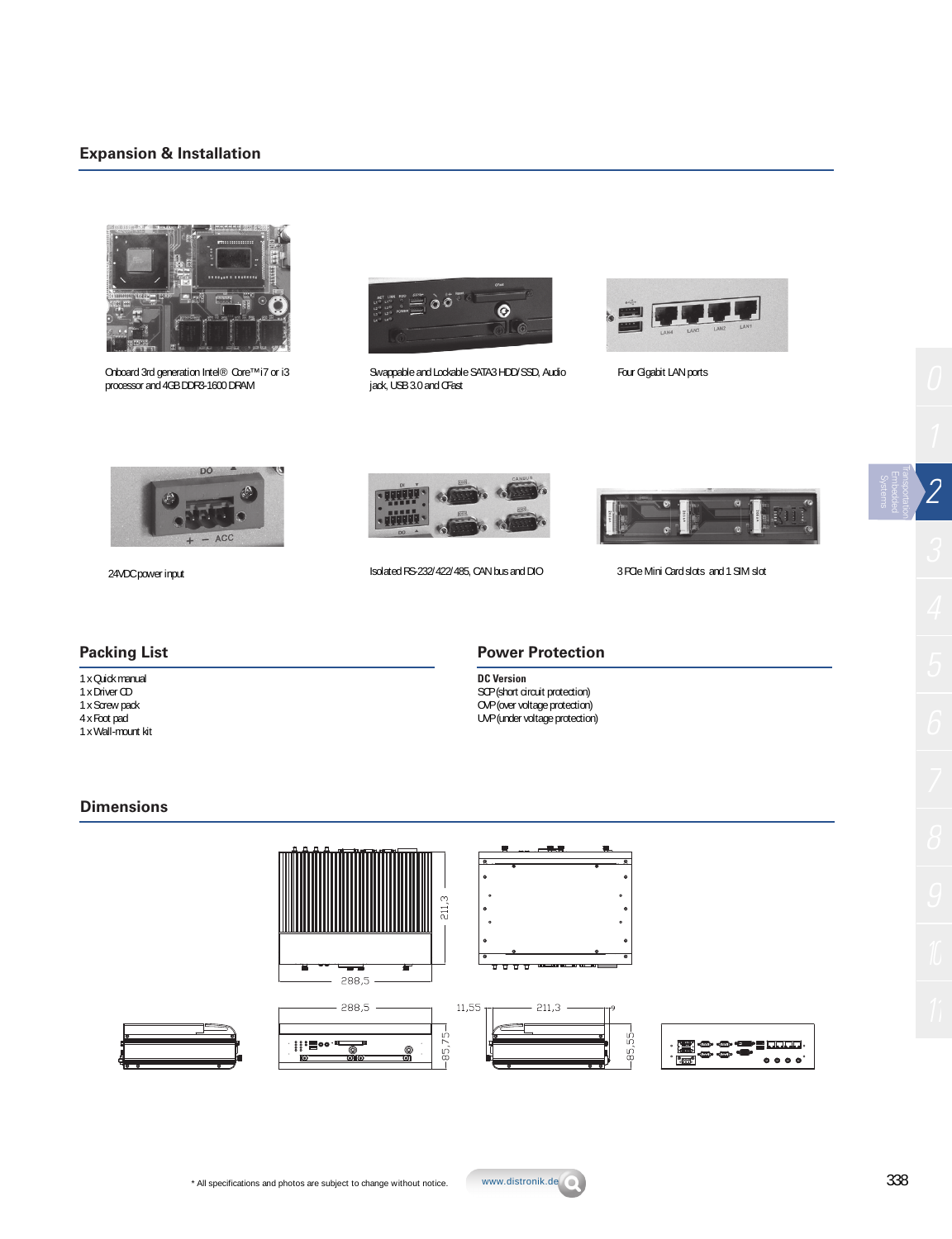## Expansion & Installation

Onboard 3rd generation Intel® Core™ i7 or i3 processor and 4GB DDR3-1600 DRAM

Swappable and Lockable SATA3 HDD/SSD, Audio jack, USB 3.0 and CFast

Four Gigabit LAN ports

24VDC power input

Isolated RS-232/422/485, CAN bus and DIO

3 PCIe Mini Card slots and 1 SIM slot

## Packing List

1 x Quick manual
1 x Driver CD
1 x Screw pack
4 x Foot pad
1 x Wall-mount kit

## Power Protection

**DC Version**
SCP (short circuit protection)
OVP (over voltage protection)
UVP (under voltage protection)

## Dimensions

211,3
288,5
288,5
85,75
11,55
211,3
9
85,55

* All specifications and photos are subject to change without notice.

www.distronik.de